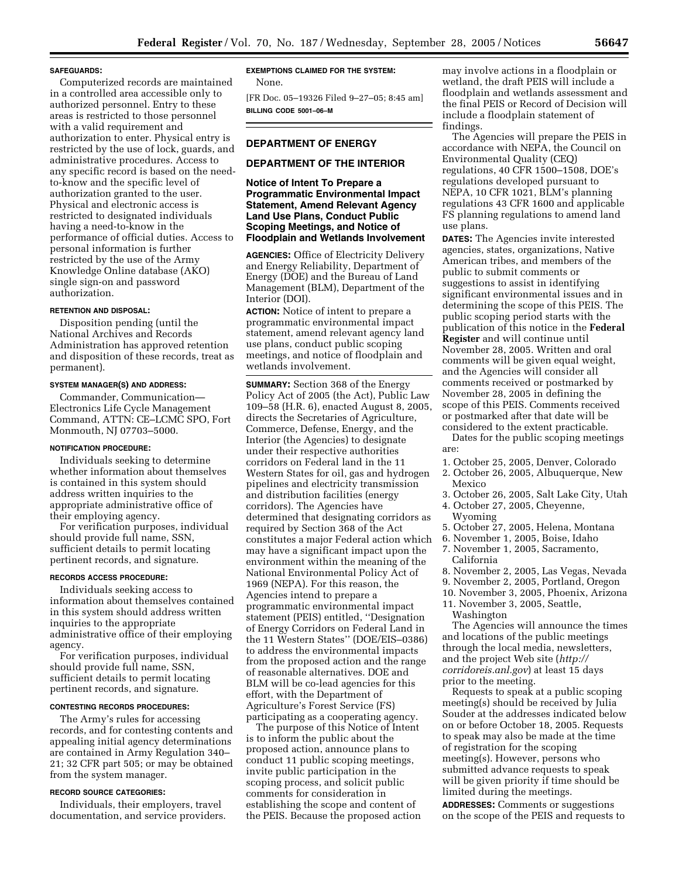#### SAFEGUARDS:

Computerized records are maintained in a controlled area accessible only to authorized personnel. Entry to these areas is restricted to those personnel with a valid requirement and authorization to enter. Physical entry is restricted by the use of lock, guards, and administrative procedures. Access to any specific record is based on the need-to-know and the specific level of authorization granted to the user. Physical and electronic access is restricted to designated individuals having a need-to-know in the performance of official duties. Access to personal information is further restricted by the use of the Army Knowledge Online database (AKO) single sign-on and password authorization.

#### RETENTION AND DISPOSAL:

Disposition pending (until the National Archives and Records Administration has approved retention and disposition of these records, treat as permanent).

#### SYSTEM MANAGER(S) AND ADDRESS:

Commander, Communication—Electronics Life Cycle Management Command, ATTN: CE–LCMC SPO, Fort Monmouth, NJ 07703–5000.

#### NOTIFICATION PROCEDURE:

Individuals seeking to determine whether information about themselves is contained in this system should address written inquiries to the appropriate administrative office of their employing agency.

For verification purposes, individual should provide full name, SSN, sufficient details to permit locating pertinent records, and signature.

#### RECORDS ACCESS PROCEDURE:

Individuals seeking access to information about themselves contained in this system should address written inquiries to the appropriate administrative office of their employing agency.

For verification purposes, individual should provide full name, SSN, sufficient details to permit locating pertinent records, and signature.

#### CONTESTING RECORDS PROCEDURES:

The Army's rules for accessing records, and for contesting contents and appealing initial agency determinations are contained in Army Regulation 340–21; 32 CFR part 505; or may be obtained from the system manager.

#### RECORD SOURCE CATEGORIES:

Individuals, their employers, travel documentation, and service providers.

#### EXEMPTIONS CLAIMED FOR THE SYSTEM:

None.

[FR Doc. 05–19326 Filed 9–27–05; 8:45 am]

**BILLING CODE 5001–06–M**

## DEPARTMENT OF ENERGY

## DEPARTMENT OF THE INTERIOR

### Notice of Intent To Prepare a Programmatic Environmental Impact Statement, Amend Relevant Agency Land Use Plans, Conduct Public Scoping Meetings, and Notice of Floodplain and Wetlands Involvement

**AGENCIES:** Office of Electricity Delivery and Energy Reliability, Department of Energy (DOE) and the Bureau of Land Management (BLM), Department of the Interior (DOI).

**ACTION:** Notice of intent to prepare a programmatic environmental impact statement, amend relevant agency land use plans, conduct public scoping meetings, and notice of floodplain and wetlands involvement.

**SUMMARY:** Section 368 of the Energy Policy Act of 2005 (the Act), Public Law 109–58 (H.R. 6), enacted August 8, 2005, directs the Secretaries of Agriculture, Commerce, Defense, Energy, and the Interior (the Agencies) to designate under their respective authorities corridors on Federal land in the 11 Western States for oil, gas and hydrogen pipelines and electricity transmission and distribution facilities (energy corridors). The Agencies have determined that designating corridors as required by Section 368 of the Act constitutes a major Federal action which may have a significant impact upon the environment within the meaning of the National Environmental Policy Act of 1969 (NEPA). For this reason, the Agencies intend to prepare a programmatic environmental impact statement (PEIS) entitled, ''Designation of Energy Corridors on Federal Land in the 11 Western States'' (DOE/EIS–0386) to address the environmental impacts from the proposed action and the range of reasonable alternatives. DOE and BLM will be co-lead agencies for this effort, with the Department of Agriculture's Forest Service (FS) participating as a cooperating agency.

The purpose of this Notice of Intent is to inform the public about the proposed action, announce plans to conduct 11 public scoping meetings, invite public participation in the scoping process, and solicit public comments for consideration in establishing the scope and content of the PEIS. Because the proposed action may involve actions in a floodplain or wetland, the draft PEIS will include a floodplain and wetlands assessment and the final PEIS or Record of Decision will include a floodplain statement of findings.

The Agencies will prepare the PEIS in accordance with NEPA, the Council on Environmental Quality (CEQ) regulations, 40 CFR 1500–1508, DOE's regulations developed pursuant to NEPA, 10 CFR 1021, BLM's planning regulations 43 CFR 1600 and applicable FS planning regulations to amend land use plans.

**DATES:** The Agencies invite interested agencies, states, organizations, Native American tribes, and members of the public to submit comments or suggestions to assist in identifying significant environmental issues and in determining the scope of this PEIS. The public scoping period starts with the publication of this notice in the **Federal Register** and will continue until November 28, 2005. Written and oral comments will be given equal weight, and the Agencies will consider all comments received or postmarked by November 28, 2005 in defining the scope of this PEIS. Comments received or postmarked after that date will be considered to the extent practicable.

Dates for the public scoping meetings are:

1. October 25, 2005, Denver, Colorado
2. October 26, 2005, Albuquerque, New Mexico
3. October 26, 2005, Salt Lake City, Utah
4. October 27, 2005, Cheyenne, Wyoming
5. October 27, 2005, Helena, Montana
6. November 1, 2005, Boise, Idaho
7. November 1, 2005, Sacramento, California
8. November 2, 2005, Las Vegas, Nevada
9. November 2, 2005, Portland, Oregon
10. November 3, 2005, Phoenix, Arizona
11. November 3, 2005, Seattle, Washington

The Agencies will announce the times and locations of the public meetings through the local media, newsletters, and the project Web site (*http://corridoreis.anl.gov*) at least 15 days prior to the meeting.

Requests to speak at a public scoping meeting(s) should be received by Julia Souder at the addresses indicated below on or before October 18, 2005. Requests to speak may also be made at the time of registration for the scoping meeting(s). However, persons who submitted advance requests to speak will be given priority if time should be limited during the meetings.

**ADDRESSES:** Comments or suggestions on the scope of the PEIS and requests to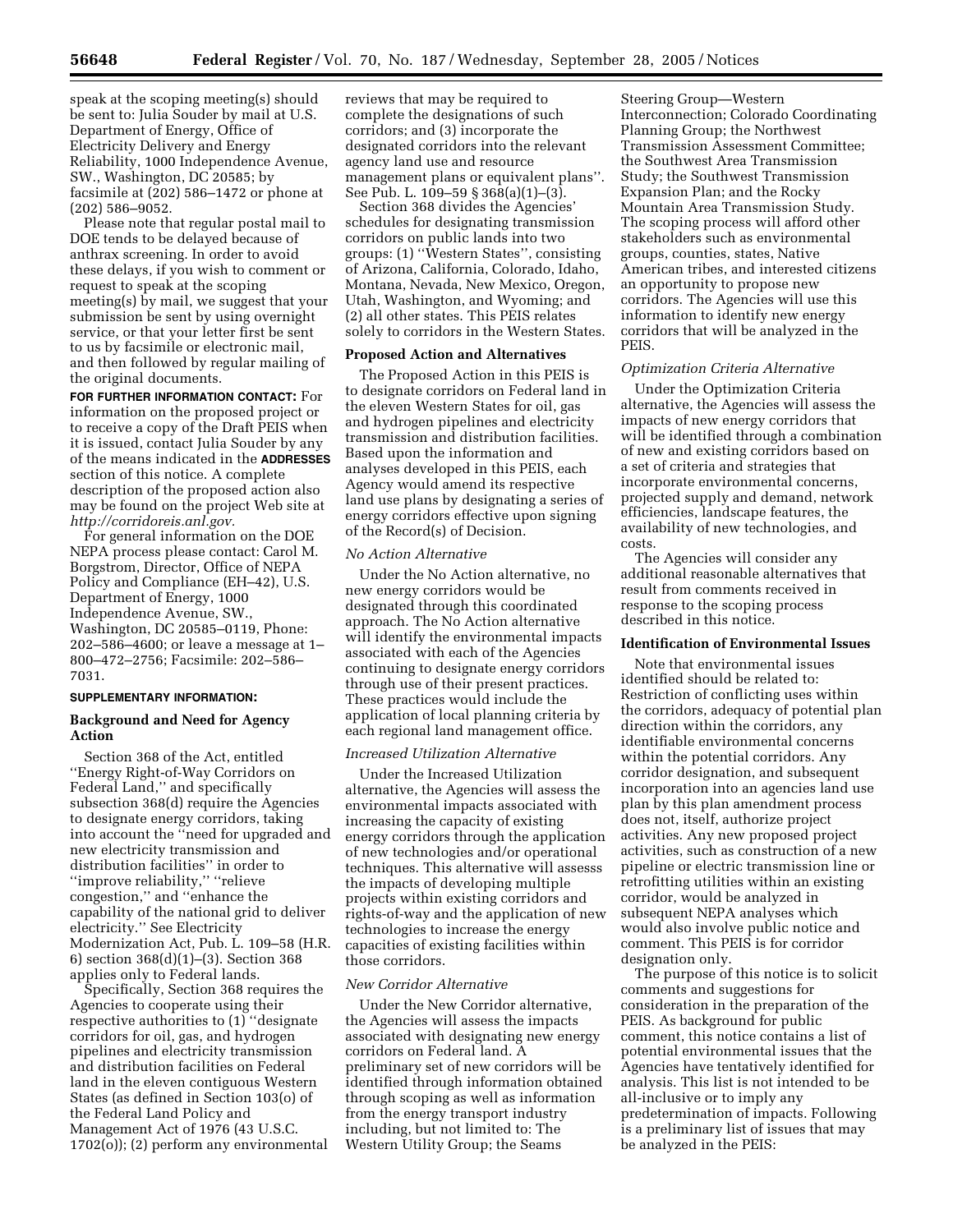speak at the scoping meeting(s) should be sent to: Julia Souder by mail at U.S. Department of Energy, Office of Electricity Delivery and Energy Reliability, 1000 Independence Avenue, SW., Washington, DC 20585; by facsimile at (202) 586–1472 or phone at (202) 586–9052.

Please note that regular postal mail to DOE tends to be delayed because of anthrax screening. In order to avoid these delays, if you wish to comment or request to speak at the scoping meeting(s) by mail, we suggest that your submission be sent by using overnight service, or that your letter first be sent to us by facsimile or electronic mail, and then followed by regular mailing of the original documents.

**FOR FURTHER INFORMATION CONTACT:** For information on the proposed project or to receive a copy of the Draft PEIS when it is issued, contact Julia Souder by any of the means indicated in the **ADDRESSES** section of this notice. A complete description of the proposed action also may be found on the project Web site at *http://corridoreis.anl.gov.*

For general information on the DOE NEPA process please contact: Carol M. Borgstrom, Director, Office of NEPA Policy and Compliance (EH–42), U.S. Department of Energy, 1000 Independence Avenue, SW., Washington, DC 20585–0119, Phone: 202–586–4600; or leave a message at 1–800–472–2756; Facsimile: 202–586–7031.

**SUPPLEMENTARY INFORMATION:**

## Background and Need for Agency Action

Section 368 of the Act, entitled ''Energy Right-of-Way Corridors on Federal Land,'' and specifically subsection 368(d) require the Agencies to designate energy corridors, taking into account the ''need for upgraded and new electricity transmission and distribution facilities'' in order to ''improve reliability,'' ''relieve congestion,'' and ''enhance the capability of the national grid to deliver electricity.'' See Electricity Modernization Act, Pub. L. 109–58 (H.R. 6) section 368(d)(1)–(3). Section 368 applies only to Federal lands.

Specifically, Section 368 requires the Agencies to cooperate using their respective authorities to (1) ''designate corridors for oil, gas, and hydrogen pipelines and electricity transmission and distribution facilities on Federal land in the eleven contiguous Western States (as defined in Section 103(o) of the Federal Land Policy and Management Act of 1976 (43 U.S.C. 1702(o)); (2) perform any environmental reviews that may be required to complete the designations of such corridors; and (3) incorporate the designated corridors into the relevant agency land use and resource management plans or equivalent plans''. See Pub. L. 109–59 § 368(a)(1)–(3).

Section 368 divides the Agencies' schedules for designating transmission corridors on public lands into two groups: (1) ''Western States'', consisting of Arizona, California, Colorado, Idaho, Montana, Nevada, New Mexico, Oregon, Utah, Washington, and Wyoming; and (2) all other states. This PEIS relates solely to corridors in the Western States.

## Proposed Action and Alternatives

The Proposed Action in this PEIS is to designate corridors on Federal land in the eleven Western States for oil, gas and hydrogen pipelines and electricity transmission and distribution facilities. Based upon the information and analyses developed in this PEIS, each Agency would amend its respective land use plans by designating a series of energy corridors effective upon signing of the Record(s) of Decision.

### *No Action Alternative*

Under the No Action alternative, no new energy corridors would be designated through this coordinated approach. The No Action alternative will identify the environmental impacts associated with each of the Agencies continuing to designate energy corridors through use of their present practices. These practices would include the application of local planning criteria by each regional land management office.

### *Increased Utilization Alternative*

Under the Increased Utilization alternative, the Agencies will assess the environmental impacts associated with increasing the capacity of existing energy corridors through the application of new technologies and/or operational techniques. This alternative will assesss the impacts of developing multiple projects within existing corridors and rights-of-way and the application of new technologies to increase the energy capacities of existing facilities within those corridors.

### *New Corridor Alternative*

Under the New Corridor alternative, the Agencies will assess the impacts associated with designating new energy corridors on Federal land. A preliminary set of new corridors will be identified through information obtained through scoping as well as information from the energy transport industry including, but not limited to: The Western Utility Group; the Seams Steering Group—Western Interconnection; Colorado Coordinating Planning Group; the Northwest Transmission Assessment Committee; the Southwest Area Transmission Study; the Southwest Transmission Expansion Plan; and the Rocky Mountain Area Transmission Study. The scoping process will afford other stakeholders such as environmental groups, counties, states, Native American tribes, and interested citizens an opportunity to propose new corridors. The Agencies will use this information to identify new energy corridors that will be analyzed in the PEIS.

### *Optimization Criteria Alternative*

Under the Optimization Criteria alternative, the Agencies will assess the impacts of new energy corridors that will be identified through a combination of new and existing corridors based on a set of criteria and strategies that incorporate environmental concerns, projected supply and demand, network efficiencies, landscape features, the availability of new technologies, and costs.

The Agencies will consider any additional reasonable alternatives that result from comments received in response to the scoping process described in this notice.

## Identification of Environmental Issues

Note that environmental issues identified should be related to: Restriction of conflicting uses within the corridors, adequacy of potential plan direction within the corridors, any identifiable environmental concerns within the potential corridors. Any corridor designation, and subsequent incorporation into an agencies land use plan by this plan amendment process does not, itself, authorize project activities. Any new proposed project activities, such as construction of a new pipeline or electric transmission line or retrofitting utilities within an existing corridor, would be analyzed in subsequent NEPA analyses which would also involve public notice and comment. This PEIS is for corridor designation only.

The purpose of this notice is to solicit comments and suggestions for consideration in the preparation of the PEIS. As background for public comment, this notice contains a list of potential environmental issues that the Agencies have tentatively identified for analysis. This list is not intended to be all-inclusive or to imply any predetermination of impacts. Following is a preliminary list of issues that may be analyzed in the PEIS: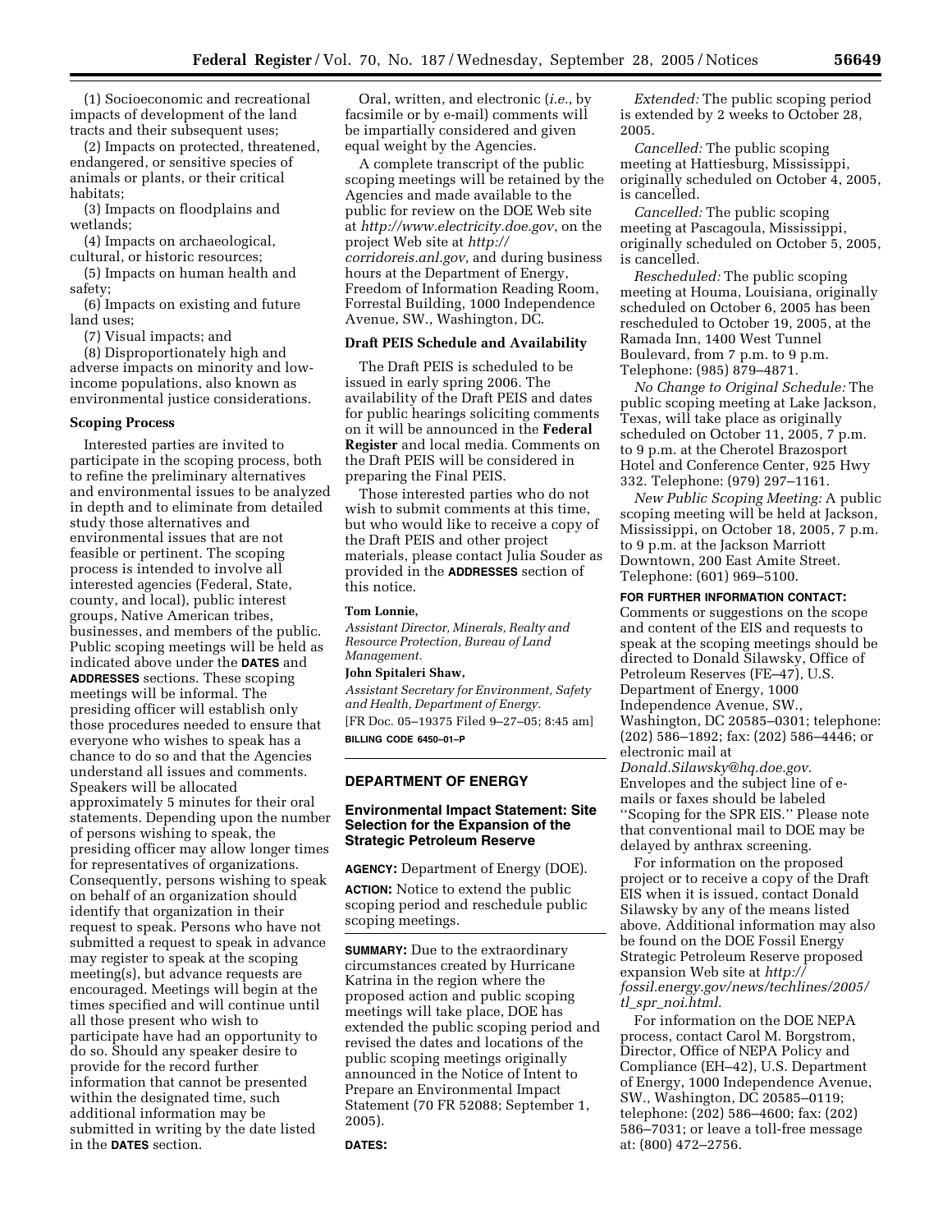(1) Socioeconomic and recreational impacts of development of the land tracts and their subsequent uses;

(2) Impacts on protected, threatened, endangered, or sensitive species of animals or plants, or their critical habitats;

(3) Impacts on floodplains and wetlands;

(4) Impacts on archaeological, cultural, or historic resources;

(5) Impacts on human health and safety;

(6) Impacts on existing and future land uses;

(7) Visual impacts; and

(8) Disproportionately high and adverse impacts on minority and low-income populations, also known as environmental justice considerations.

### Scoping Process

Interested parties are invited to participate in the scoping process, both to refine the preliminary alternatives and environmental issues to be analyzed in depth and to eliminate from detailed study those alternatives and environmental issues that are not feasible or pertinent. The scoping process is intended to involve all interested agencies (Federal, State, county, and local), public interest groups, Native American tribes, businesses, and members of the public. Public scoping meetings will be held as indicated above under the **DATES** and **ADDRESSES** sections. These scoping meetings will be informal. The presiding officer will establish only those procedures needed to ensure that everyone who wishes to speak has a chance to do so and that the Agencies understand all issues and comments. Speakers will be allocated approximately 5 minutes for their oral statements. Depending upon the number of persons wishing to speak, the presiding officer may allow longer times for representatives of organizations. Consequently, persons wishing to speak on behalf of an organization should identify that organization in their request to speak. Persons who have not submitted a request to speak in advance may register to speak at the scoping meeting(s), but advance requests are encouraged. Meetings will begin at the times specified and will continue until all those present who wish to participate have had an opportunity to do so. Should any speaker desire to provide for the record further information that cannot be presented within the designated time, such additional information may be submitted in writing by the date listed in the **DATES** section.

Oral, written, and electronic (*i.e.*, by facsimile or by e-mail) comments will be impartially considered and given equal weight by the Agencies.

A complete transcript of the public scoping meetings will be retained by the Agencies and made available to the public for review on the DOE Web site at *http://www.electricity.doe.gov*, on the project Web site at *http://corridoreis.anl.gov*, and during business hours at the Department of Energy, Freedom of Information Reading Room, Forrestal Building, 1000 Independence Avenue, SW., Washington, DC.

### Draft PEIS Schedule and Availability

The Draft PEIS is scheduled to be issued in early spring 2006. The availability of the Draft PEIS and dates for public hearings soliciting comments on it will be announced in the **Federal Register** and local media. Comments on the Draft PEIS will be considered in preparing the Final PEIS.

Those interested parties who do not wish to submit comments at this time, but who would like to receive a copy of the Draft PEIS and other project materials, please contact Julia Souder as provided in the **ADDRESSES** section of this notice.

**Tom Lonnie,**

*Assistant Director, Minerals, Realty and Resource Protection, Bureau of Land Management.*

**John Spitaleri Shaw,**

*Assistant Secretary for Environment, Safety and Health, Department of Energy.*

[FR Doc. 05–19375 Filed 9–27–05; 8:45 am]

**BILLING CODE 6450–01–P**

## DEPARTMENT OF ENERGY

### Environmental Impact Statement: Site Selection for the Expansion of the Strategic Petroleum Reserve

**AGENCY:** Department of Energy (DOE).

**ACTION:** Notice to extend the public scoping period and reschedule public scoping meetings.

**SUMMARY:** Due to the extraordinary circumstances created by Hurricane Katrina in the region where the proposed action and public scoping meetings will take place, DOE has extended the public scoping period and revised the dates and locations of the public scoping meetings originally announced in the Notice of Intent to Prepare an Environmental Impact Statement (70 FR 52088; September 1, 2005).

**DATES:**

*Extended:* The public scoping period is extended by 2 weeks to October 28, 2005.

*Cancelled:* The public scoping meeting at Hattiesburg, Mississippi, originally scheduled on October 4, 2005, is cancelled.

*Cancelled:* The public scoping meeting at Pascagoula, Mississippi, originally scheduled on October 5, 2005, is cancelled.

*Rescheduled:* The public scoping meeting at Houma, Louisiana, originally scheduled on October 6, 2005 has been rescheduled to October 19, 2005, at the Ramada Inn, 1400 West Tunnel Boulevard, from 7 p.m. to 9 p.m. Telephone: (985) 879–4871.

*No Change to Original Schedule:* The public scoping meeting at Lake Jackson, Texas, will take place as originally scheduled on October 11, 2005, 7 p.m. to 9 p.m. at the Cherotel Brazosport Hotel and Conference Center, 925 Hwy 332. Telephone: (979) 297–1161.

*New Public Scoping Meeting:* A public scoping meeting will be held at Jackson, Mississippi, on October 18, 2005, 7 p.m. to 9 p.m. at the Jackson Marriott Downtown, 200 East Amite Street. Telephone: (601) 969–5100.

**FOR FURTHER INFORMATION CONTACT:** Comments or suggestions on the scope and content of the EIS and requests to speak at the scoping meetings should be directed to Donald Silawsky, Office of Petroleum Reserves (FE–47), U.S. Department of Energy, 1000 Independence Avenue, SW., Washington, DC 20585–0301; telephone: (202) 586–1892; fax: (202) 586–4446; or electronic mail at *Donald.Silawsky@hq.doe.gov.* Envelopes and the subject line of e-mails or faxes should be labeled "Scoping for the SPR EIS." Please note that conventional mail to DOE may be delayed by anthrax screening.

For information on the proposed project or to receive a copy of the Draft EIS when it is issued, contact Donald Silawsky by any of the means listed above. Additional information may also be found on the DOE Fossil Energy Strategic Petroleum Reserve proposed expansion Web site at *http://fossil.energy.gov/news/techlines/2005/tl_spr_noi.html.*

For information on the DOE NEPA process, contact Carol M. Borgstrom, Director, Office of NEPA Policy and Compliance (EH–42), U.S. Department of Energy, 1000 Independence Avenue, SW., Washington, DC 20585–0119; telephone: (202) 586–4600; fax: (202) 586–7031; or leave a toll-free message at: (800) 472–2756.